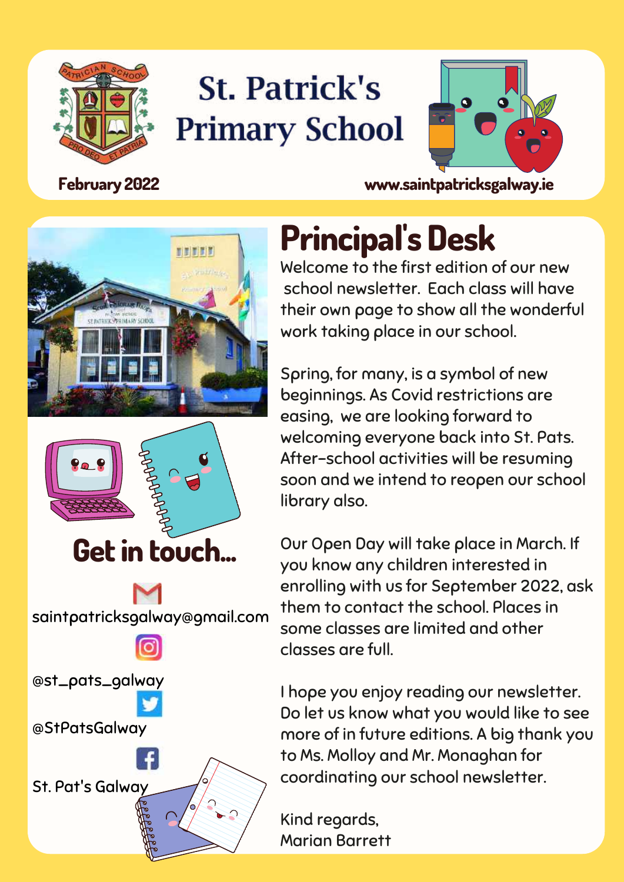# St. Patrick's Primary School

February 2022

www.saintpatricksgalway.ie

## Principal's Desk

Welcome to the first edition of our new school newsletter. Each class will have their own page to show all the wonderful work taking place in our school.

Spring, for many, is a symbol of new beginnings. As Covid restrictions are easing, we are looking forward to welcoming everyone back into St. Pats. After-school activities will be resuming soon and we intend to reopen our school library also.

Our Open Day will take place in March. If you know any children interested in enrolling with us for September 2022, ask them to contact the school. Places in some classes are limited and other classes are full.

I hope you enjoy reading our newsletter. Do let us know what you would like to see more of in future editions. A big thank you to Ms. Molloy and Mr. Monaghan for coordinating our school newsletter.

Kind regards,
Marian Barrett

## Get in touch...

saintpatricksgalway@gmail.com

@st_pats_galway

@StPatsGalway

St. Pat's Galway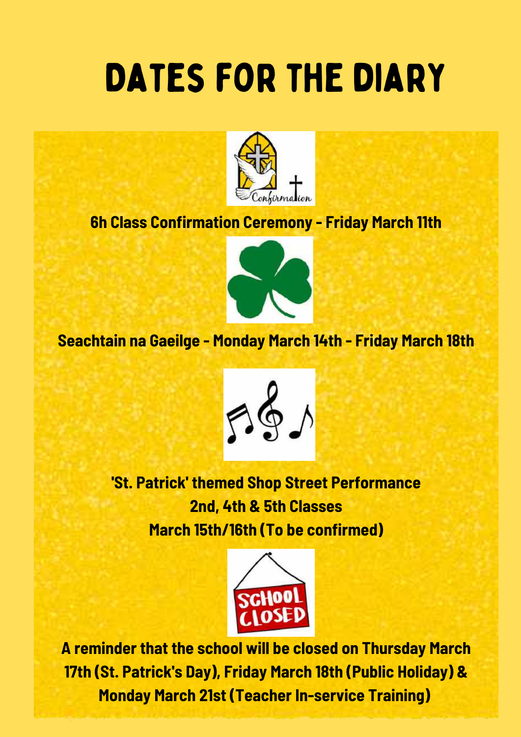# DATES FOR THE DIARY

**6h Class Confirmation Ceremony - Friday March 11th**

**Seachtain na Gaeilge - Monday March 14th - Friday March 18th**

**'St. Patrick' themed Shop Street Performance**
**2nd, 4th & 5th Classes**
**March 15th/16th (To be confirmed)**

**A reminder that the school will be closed on Thursday March 17th (St. Patrick's Day), Friday March 18th (Public Holiday) & Monday March 21st (Teacher In-service Training)**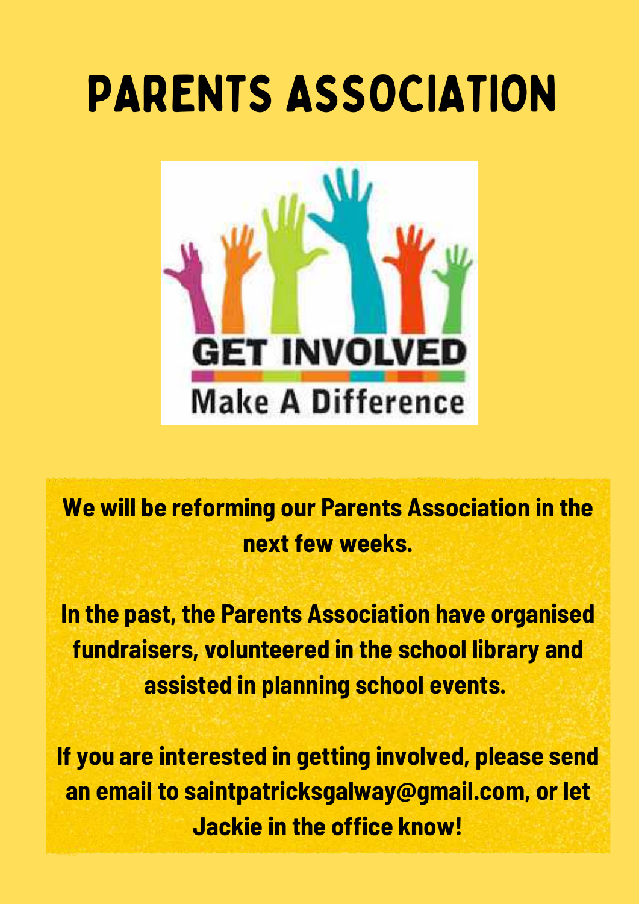# PARENTS ASSOCIATION

GET INVOLVED

Make A Difference

**We will be reforming our Parents Association in the next few weeks.**

**In the past, the Parents Association have organised fundraisers, volunteered in the school library and assisted in planning school events.**

**If you are interested in getting involved, please send an email to saintpatricksgalway@gmail.com, or let Jackie in the office know!**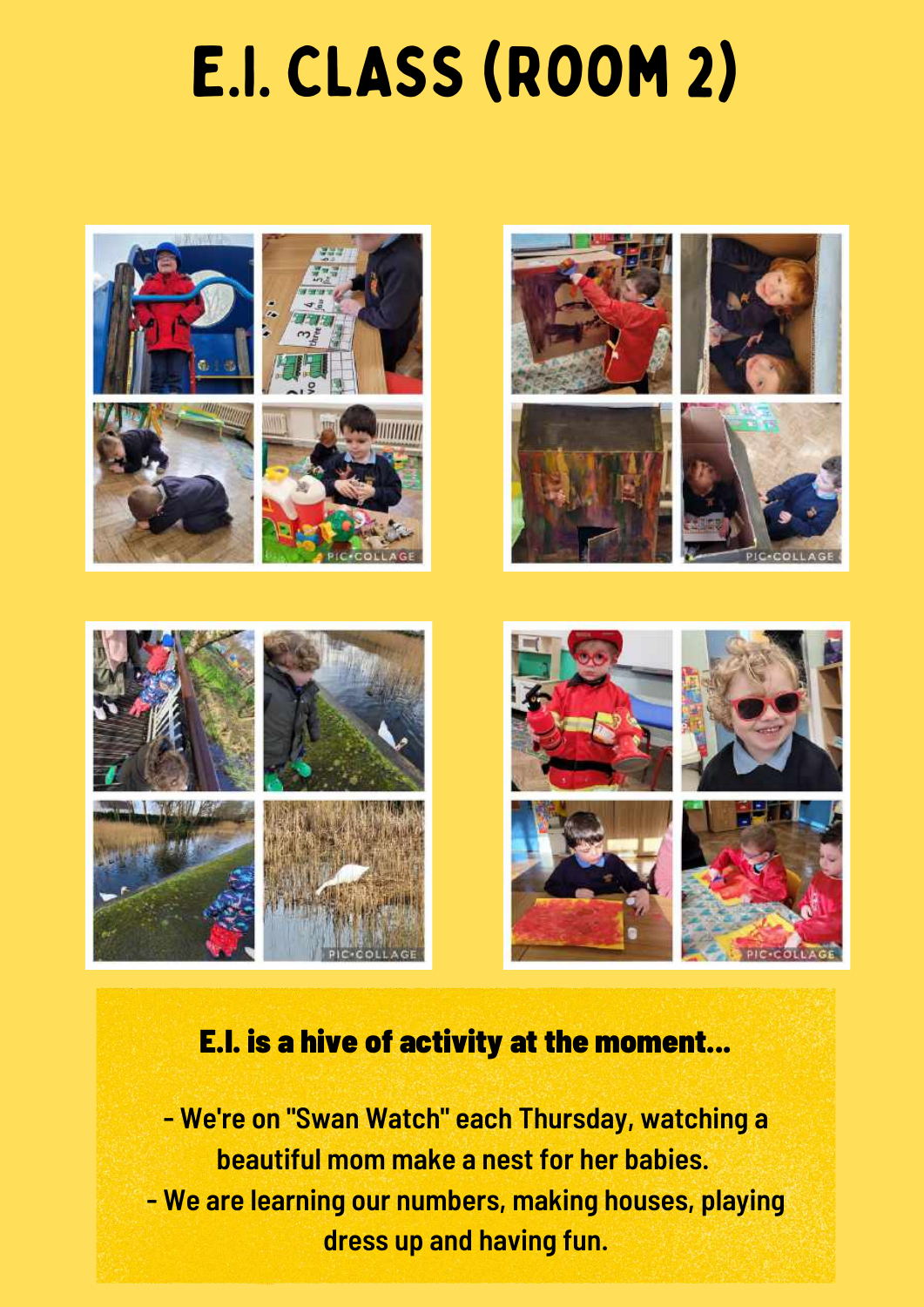# E.I. CLASS (ROOM 2)

## E.I. is a hive of activity at the moment...

- We're on "Swan Watch" each Thursday, watching a beautiful mom make a nest for her babies.
- We are learning our numbers, making houses, playing dress up and having fun.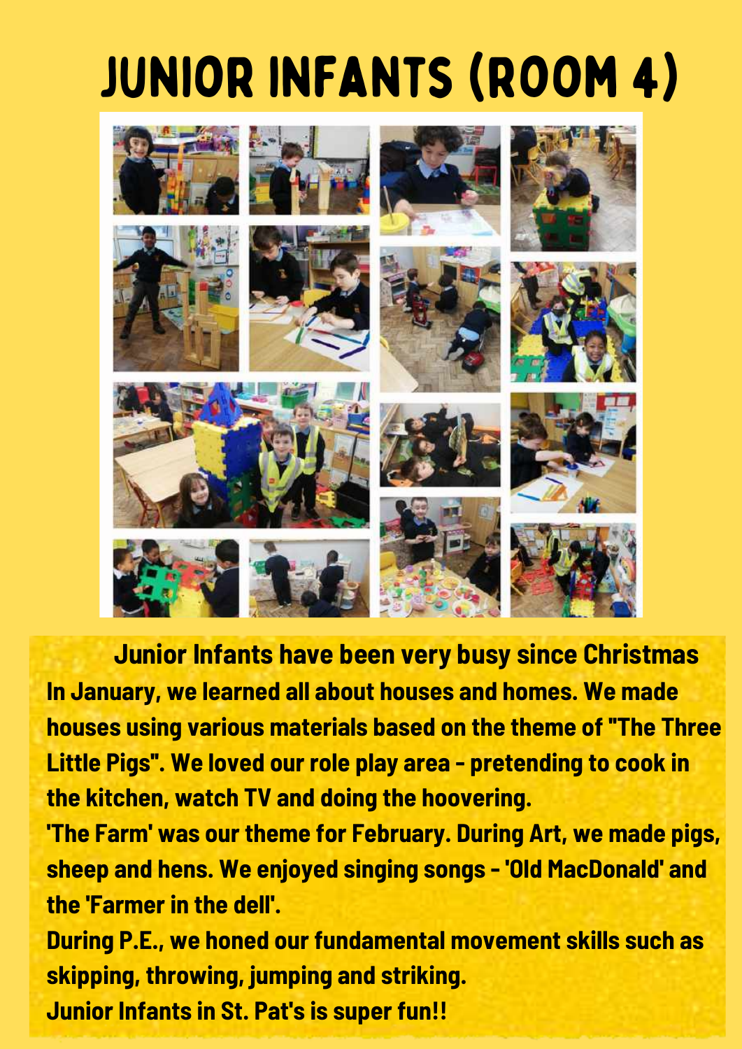# JUNIOR INFANTS (ROOM 4)

**Junior Infants have been very busy since Christmas**

**In January, we learned all about houses and homes. We made houses using various materials based on the theme of "The Three Little Pigs". We loved our role play area - pretending to cook in the kitchen, watch TV and doing the hoovering.**

**'The Farm' was our theme for February. During Art, we made pigs, sheep and hens. We enjoyed singing songs - 'Old MacDonald' and the 'Farmer in the dell'.**

**During P.E., we honed our fundamental movement skills such as skipping, throwing, jumping and striking.**

**Junior Infants in St. Pat's is super fun!!**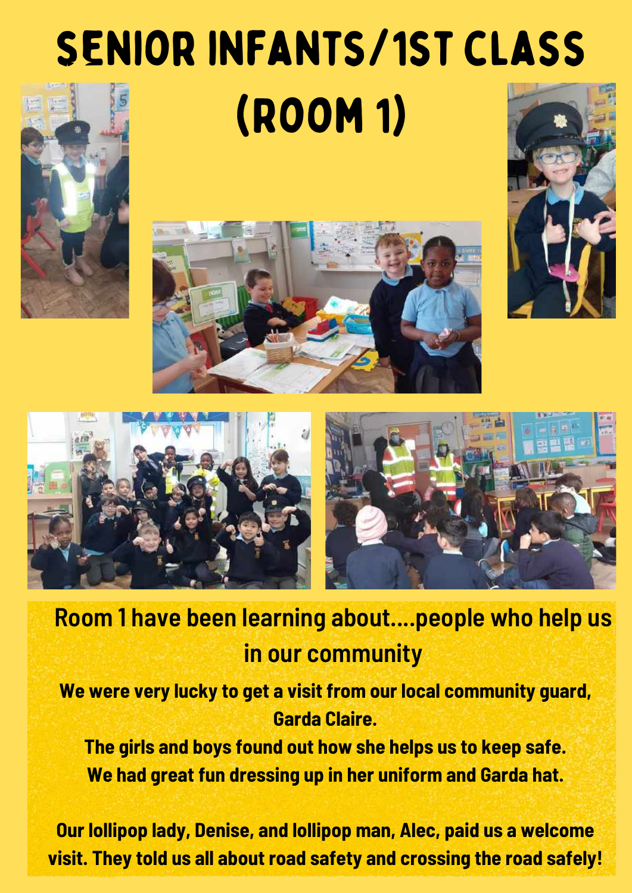# SENIOR INFANTS/1ST CLASS (ROOM 1)

## Room 1 have been learning about....people who help us in our community

**We were very lucky to get a visit from our local community guard, Garda Claire.**

**The girls and boys found out how she helps us to keep safe.**

**We had great fun dressing up in her uniform and Garda hat.**

**Our lollipop lady, Denise, and lollipop man, Alec, paid us a welcome visit. They told us all about road safety and crossing the road safely!**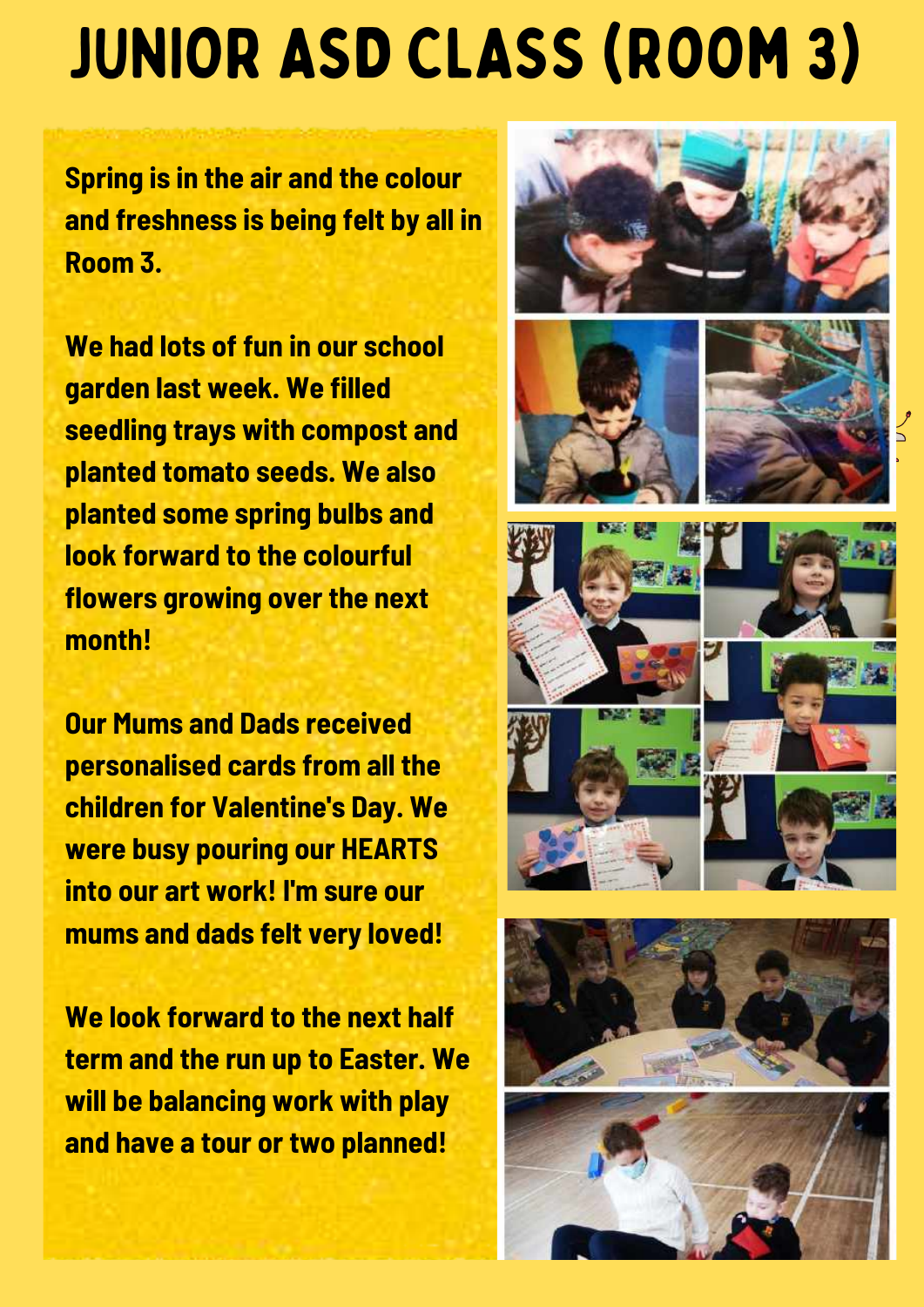# JUNIOR ASD CLASS (ROOM 3)

**Spring is in the air and the colour and freshness is being felt by all in Room 3.**

**We had lots of fun in our school garden last week. We filled seedling trays with compost and planted tomato seeds. We also planted some spring bulbs and look forward to the colourful flowers growing over the next month!**

**Our Mums and Dads received personalised cards from all the children for Valentine's Day. We were busy pouring our HEARTS into our art work! I'm sure our mums and dads felt very loved!**

**We look forward to the next half term and the run up to Easter. We will be balancing work with play and have a tour or two planned!**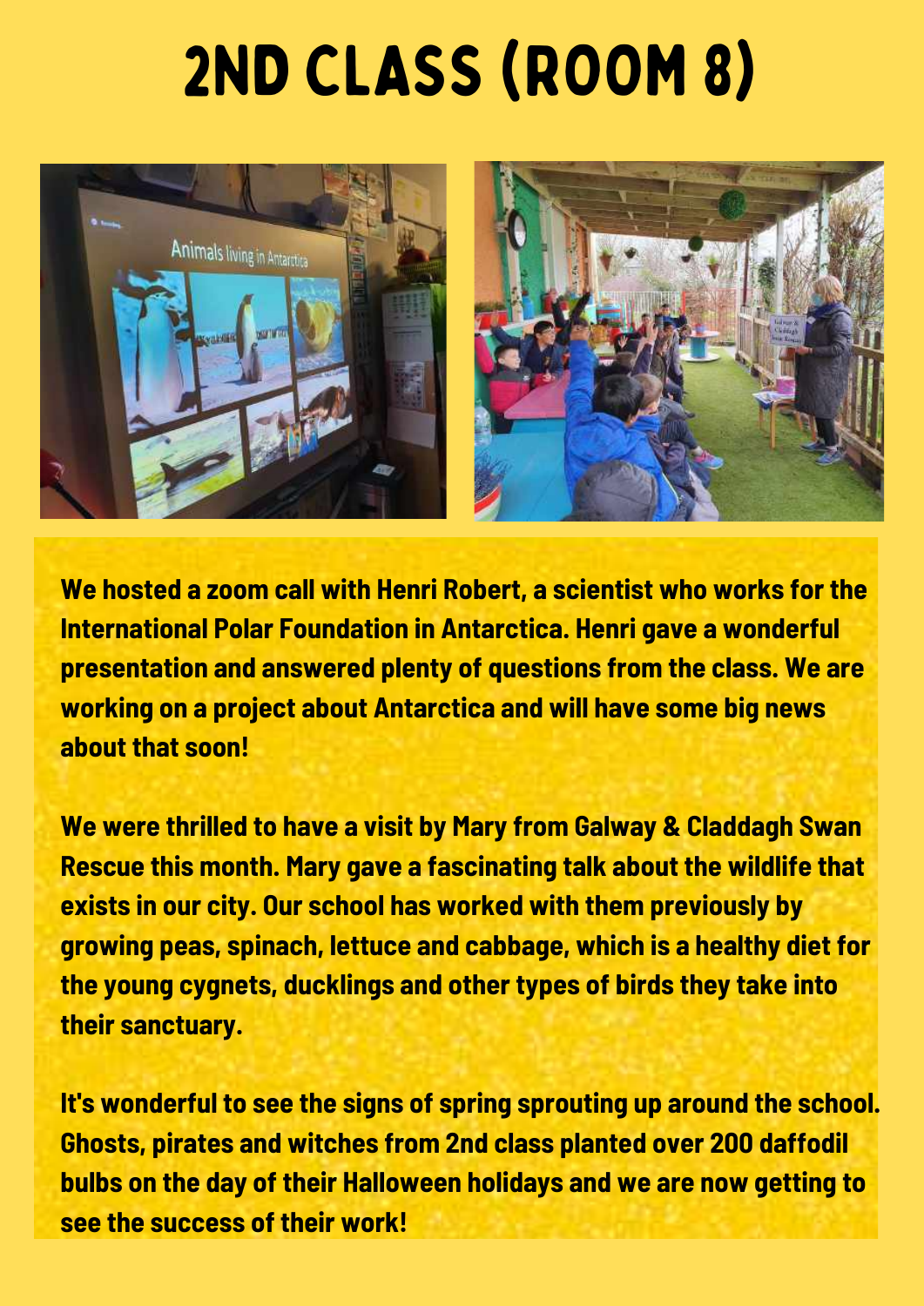# 2ND CLASS (ROOM 8)

**We hosted a zoom call with Henri Robert, a scientist who works for the International Polar Foundation in Antarctica. Henri gave a wonderful presentation and answered plenty of questions from the class. We are working on a project about Antarctica and will have some big news about that soon!**

**We were thrilled to have a visit by Mary from Galway & Claddagh Swan Rescue this month. Mary gave a fascinating talk about the wildlife that exists in our city. Our school has worked with them previously by growing peas, spinach, lettuce and cabbage, which is a healthy diet for the young cygnets, ducklings and other types of birds they take into their sanctuary.**

**It's wonderful to see the signs of spring sprouting up around the school. Ghosts, pirates and witches from 2nd class planted over 200 daffodil bulbs on the day of their Halloween holidays and we are now getting to see the success of their work!**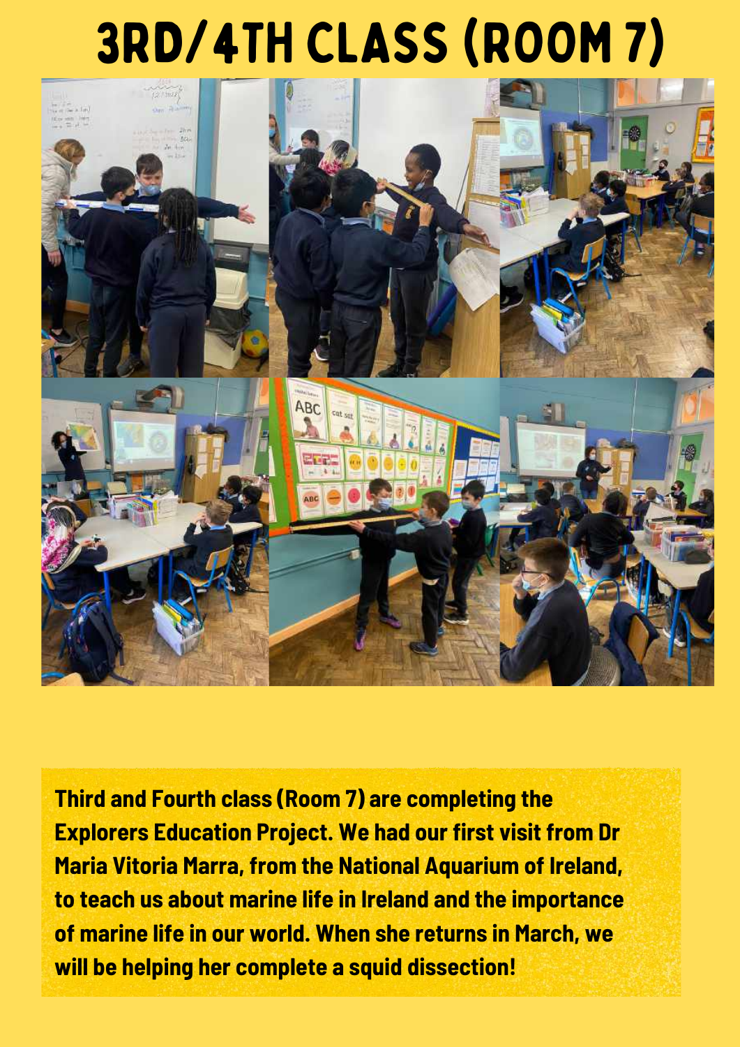# 3RD/4TH CLASS (ROOM 7)

**Third and Fourth class (Room 7) are completing the Explorers Education Project. We had our first visit from Dr Maria Vitoria Marra, from the National Aquarium of Ireland, to teach us about marine life in Ireland and the importance of marine life in our world. When she returns in March, we will be helping her complete a squid dissection!**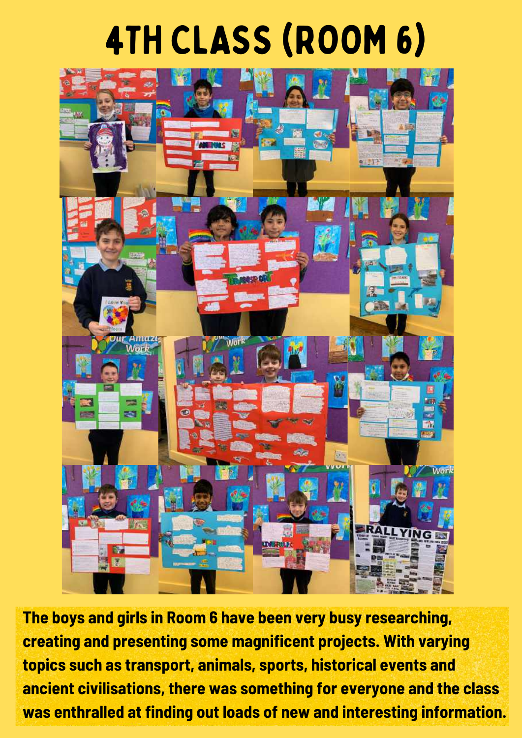# 4TH CLASS (ROOM 6)

**The boys and girls in Room 6 have been very busy researching, creating and presenting some magnificent projects. With varying topics such as transport, animals, sports, historical events and ancient civilisations, there was something for everyone and the class was enthralled at finding out loads of new and interesting information.**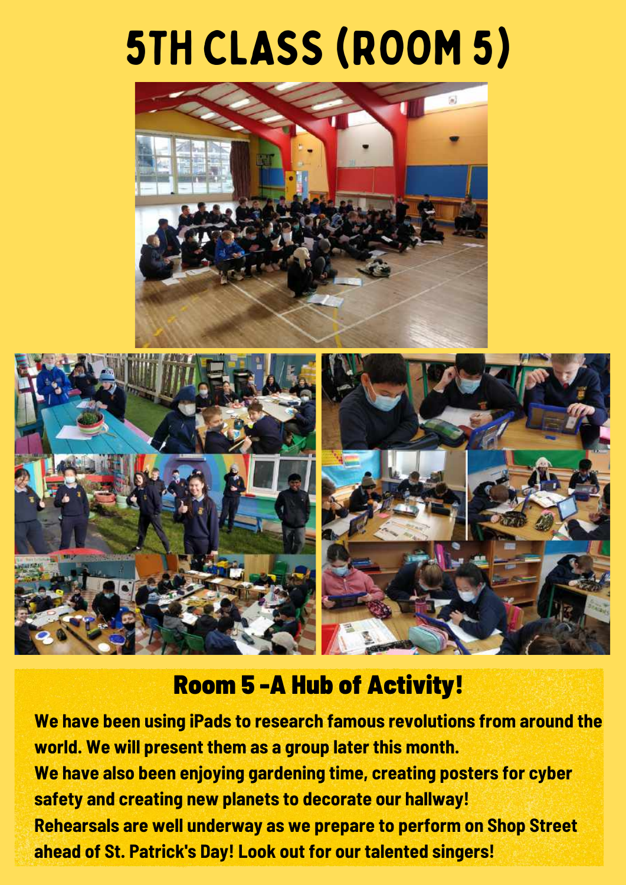# 5TH CLASS (ROOM 5)

## Room 5 -A Hub of Activity!

**We have been using iPads to research famous revolutions from around the world. We will present them as a group later this month.**
**We have also been enjoying gardening time, creating posters for cyber safety and creating new planets to decorate our hallway!**
**Rehearsals are well underway as we prepare to perform on Shop Street ahead of St. Patrick's Day! Look out for our talented singers!**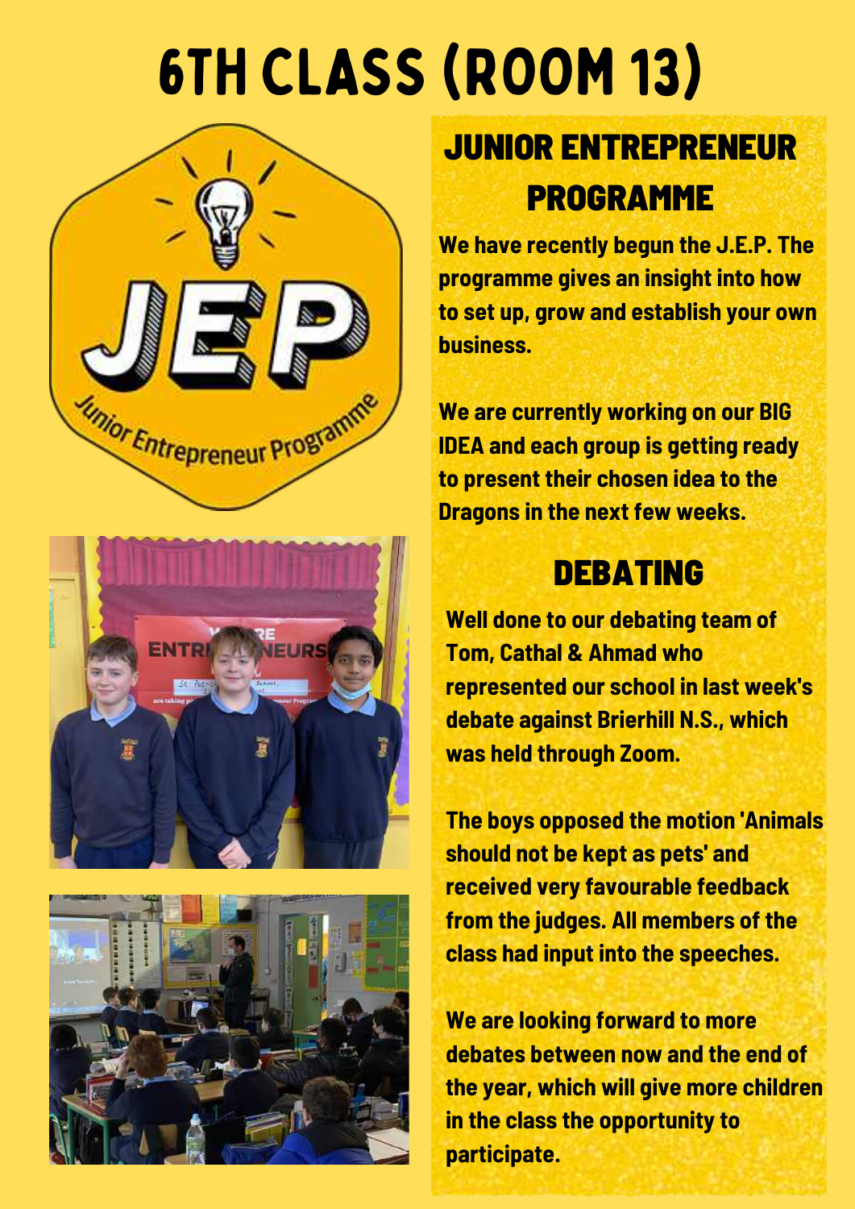# 6TH CLASS (ROOM 13)

## JUNIOR ENTREPRENEUR PROGRAMME

We have recently begun the J.E.P. The programme gives an insight into how to set up, grow and establish your own business.

We are currently working on our BIG IDEA and each group is getting ready to present their chosen idea to the Dragons in the next few weeks.

## DEBATING

Well done to our debating team of Tom, Cathal & Ahmad who represented our school in last week's debate against Brierhill N.S., which was held through Zoom.

The boys opposed the motion 'Animals should not be kept as pets' and received very favourable feedback from the judges. All members of the class had input into the speeches.

We are looking forward to more debates between now and the end of the year, which will give more children in the class the opportunity to participate.